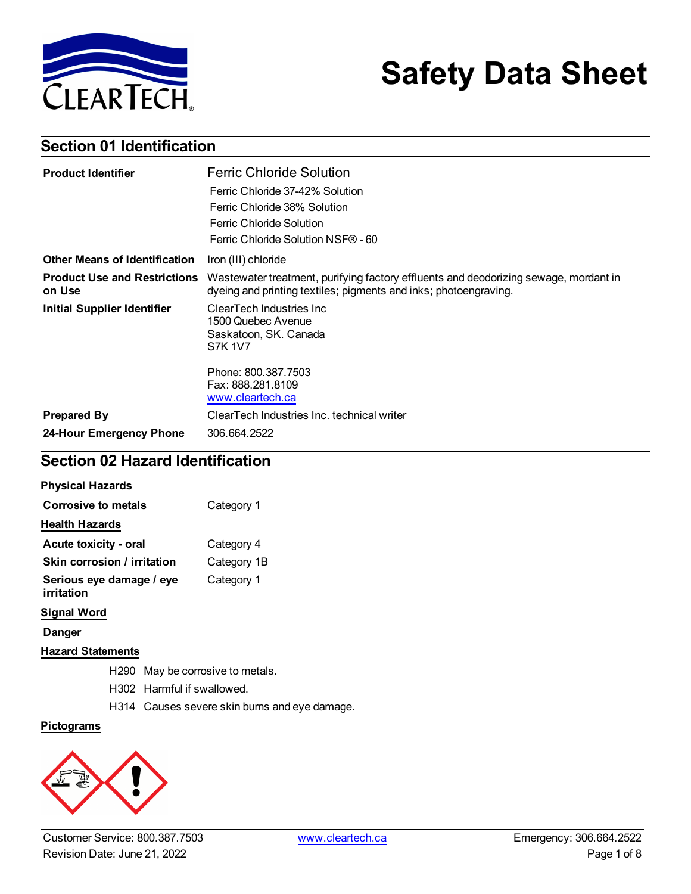# Safety Data Sheet

## Section 01 Identification

| | |
|---|---|
| **Product Identifier** | Ferric Chloride Solution<br>Ferric Chloride 37-42% Solution<br>Ferric Chloride 38% Solution<br>Ferric Chloride Solution<br>Ferric Chloride Solution NSF® - 60 |
| **Other Means of Identification** | Iron (III) chloride |
| **Product Use and Restrictions on Use** | Wastewater treatment, purifying factory effluents and deodorizing sewage, mordant in dyeing and printing textiles; pigments and inks; photoengraving. |
| **Initial Supplier Identifier** | ClearTech Industries Inc<br>1500 Quebec Avenue<br>Saskatoon, SK. Canada<br>S7K 1V7<br><br>Phone: 800.387.7503<br>Fax: 888.281.8109<br>www.cleartech.ca |
| **Prepared By** | ClearTech Industries Inc. technical writer |
| **24-Hour Emergency Phone** | 306.664.2522 |

## Section 02 Hazard Identification

**Physical Hazards**

| | |
|---|---|
| **Corrosive to metals** | Category 1 |

**Health Hazards**

| | |
|---|---|
| **Acute toxicity - oral** | Category 4 |
| **Skin corrosion / irritation** | Category 1B |
| **Serious eye damage / eye irritation** | Category 1 |

**Signal Word**

**Danger**

**Hazard Statements**

H290 May be corrosive to metals.

H302 Harmful if swallowed.

H314 Causes severe skin burns and eye damage.

**Pictograms**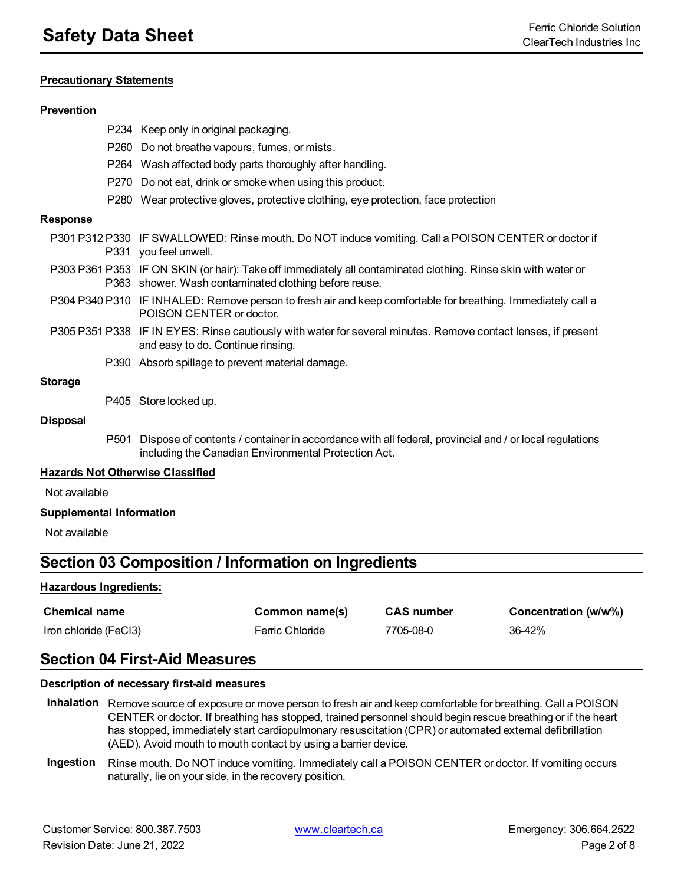### Precautionary Statements

**Prevention**

- P234 Keep only in original packaging.
- P260 Do not breathe vapours, fumes, or mists.
- P264 Wash affected body parts thoroughly after handling.
- P270 Do not eat, drink or smoke when using this product.
- P280 Wear protective gloves, protective clothing, eye protection, face protection

**Response**

- P301 P312 P330 P331 IF SWALLOWED: Rinse mouth. Do NOT induce vomiting. Call a POISON CENTER or doctor if you feel unwell.
- P303 P361 P353 P363 IF ON SKIN (or hair): Take off immediately all contaminated clothing. Rinse skin with water or shower. Wash contaminated clothing before reuse.
- P304 P340 P310 IF INHALED: Remove person to fresh air and keep comfortable for breathing. Immediately call a POISON CENTER or doctor.
- P305 P351 P338 IF IN EYES: Rinse cautiously with water for several minutes. Remove contact lenses, if present and easy to do. Continue rinsing.
- P390 Absorb spillage to prevent material damage.

**Storage**

- P405 Store locked up.

**Disposal**

- P501 Dispose of contents / container in accordance with all federal, provincial and / or local regulations including the Canadian Environmental Protection Act.

### Hazards Not Otherwise Classified

Not available

### Supplemental Information

Not available

## Section 03 Composition / Information on Ingredients

### Hazardous Ingredients:

| Chemical name | Common name(s) | CAS number | Concentration (w/w%) |
|---|---|---|---|
| Iron chloride ($FeCl_3$) | Ferric Chloride | 7705-08-0 | 36-42% |

## Section 04 First-Aid Measures

### Description of necessary first-aid measures

**Inhalation** Remove source of exposure or move person to fresh air and keep comfortable for breathing. Call a POISON CENTER or doctor. If breathing has stopped, trained personnel should begin rescue breathing or if the heart has stopped, immediately start cardiopulmonary resuscitation (CPR) or automated external defibrillation (AED). Avoid mouth to mouth contact by using a barrier device.

**Ingestion** Rinse mouth. Do NOT induce vomiting. Immediately call a POISON CENTER or doctor. If vomiting occurs naturally, lie on your side, in the recovery position.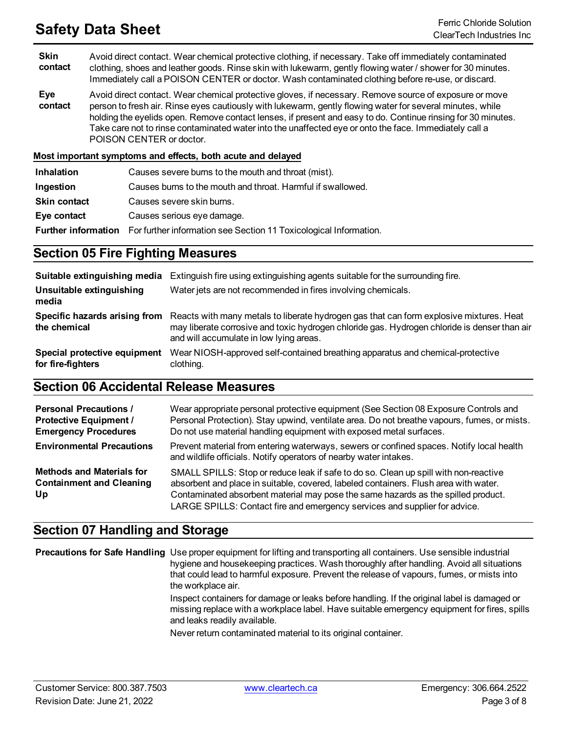| | |
|---|---|
| **Skin contact** | Avoid direct contact. Wear chemical protective clothing, if necessary. Take off immediately contaminated clothing, shoes and leather goods. Rinse skin with lukewarm, gently flowing water / shower for 30 minutes. Immediately call a POISON CENTER or doctor. Wash contaminated clothing before re-use, or discard. |
| **Eye contact** | Avoid direct contact. Wear chemical protective gloves, if necessary. Remove source of exposure or move person to fresh air. Rinse eyes cautiously with lukewarm, gently flowing water for several minutes, while holding the eyelids open. Remove contact lenses, if present and easy to do. Continue rinsing for 30 minutes. Take care not to rinse contaminated water into the unaffected eye or onto the face. Immediately call a POISON CENTER or doctor. |

**Most important symptoms and effects, both acute and delayed**

| | |
|---|---|
| **Inhalation** | Causes severe burns to the mouth and throat (mist). |
| **Ingestion** | Causes burns to the mouth and throat. Harmful if swallowed. |
| **Skin contact** | Causes severe skin burns. |
| **Eye contact** | Causes serious eye damage. |
| **Further information** | For further information see Section 11 Toxicological Information. |

## Section 05 Fire Fighting Measures

| | |
|---|---|
| **Suitable extinguishing media** | Extinguish fire using extinguishing agents suitable for the surrounding fire. |
| **Unsuitable extinguishing media** | Water jets are not recommended in fires involving chemicals. |
| **Specific hazards arising from the chemical** | Reacts with many metals to liberate hydrogen gas that can form explosive mixtures. Heat may liberate corrosive and toxic hydrogen chloride gas. Hydrogen chloride is denser than air and will accumulate in low lying areas. |
| **Special protective equipment for fire-fighters** | Wear NIOSH-approved self-contained breathing apparatus and chemical-protective clothing. |

## Section 06 Accidental Release Measures

| | |
|---|---|
| **Personal Precautions / Protective Equipment / Emergency Procedures** | Wear appropriate personal protective equipment (See Section 08 Exposure Controls and Personal Protection). Stay upwind, ventilate area. Do not breathe vapours, fumes, or mists. Do not use material handling equipment with exposed metal surfaces. |
| **Environmental Precautions** | Prevent material from entering waterways, sewers or confined spaces. Notify local health and wildlife officials. Notify operators of nearby water intakes. |
| **Methods and Materials for Containment and Cleaning Up** | SMALL SPILLS: Stop or reduce leak if safe to do so. Clean up spill with non-reactive absorbent and place in suitable, covered, labeled containers. Flush area with water. Contaminated absorbent material may pose the same hazards as the spilled product. LARGE SPILLS: Contact fire and emergency services and supplier for advice. |

## Section 07 Handling and Storage

| | |
|---|---|
| **Precautions for Safe Handling** | Use proper equipment for lifting and transporting all containers. Use sensible industrial hygiene and housekeeping practices. Wash thoroughly after handling. Avoid all situations that could lead to harmful exposure. Prevent the release of vapours, fumes, or mists into the workplace air.<br>Inspect containers for damage or leaks before handling. If the original label is damaged or missing replace with a workplace label. Have suitable emergency equipment for fires, spills and leaks readily available.<br>Never return contaminated material to its original container. |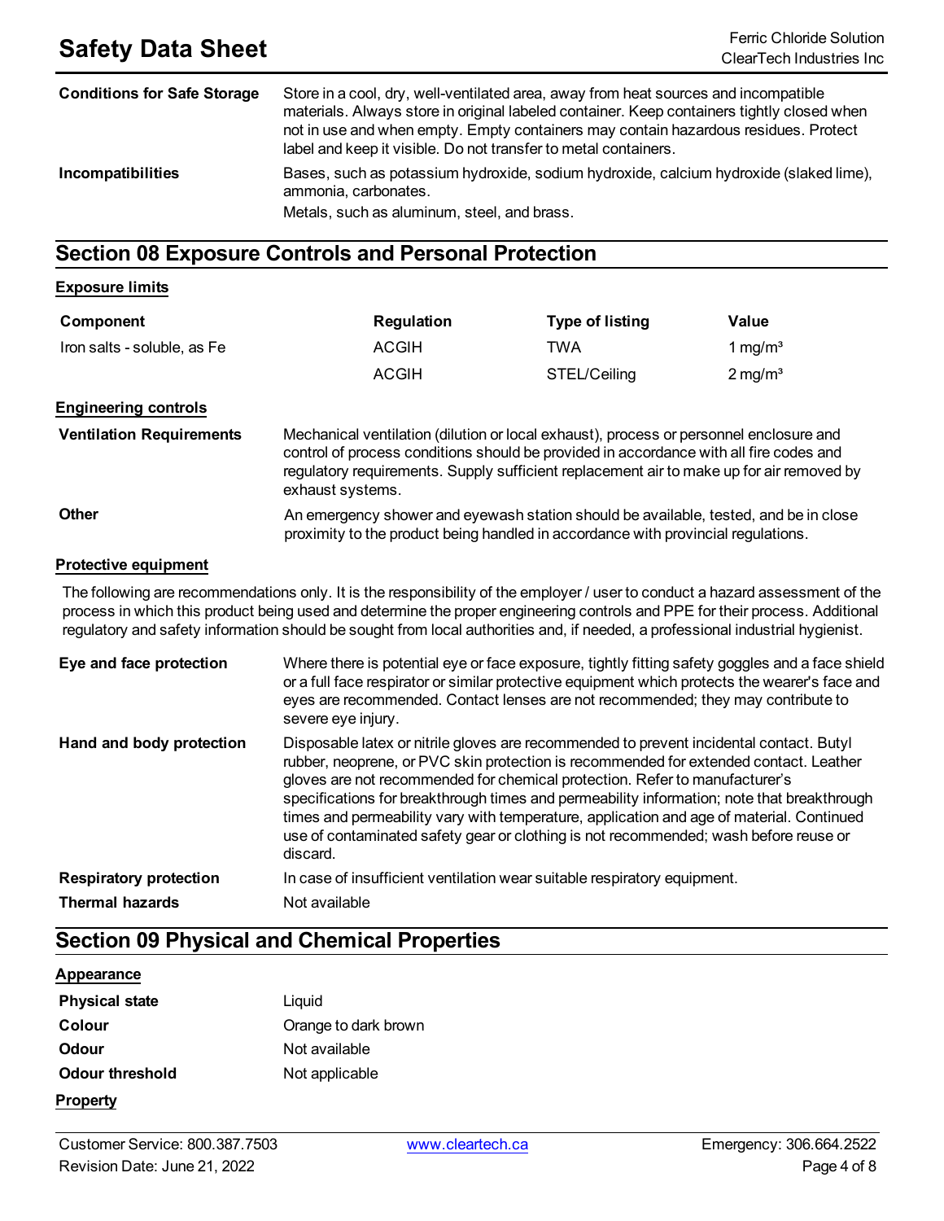| | |
|---|---|
| **Conditions for Safe Storage** | Store in a cool, dry, well-ventilated area, away from heat sources and incompatible materials. Always store in original labeled container. Keep containers tightly closed when not in use and when empty. Empty containers may contain hazardous residues. Protect label and keep it visible. Do not transfer to metal containers. |
| **Incompatibilities** | Bases, such as potassium hydroxide, sodium hydroxide, calcium hydroxide (slaked lime), ammonia, carbonates. Metals, such as aluminum, steel, and brass. |

## Section 08 Exposure Controls and Personal Protection

**Exposure limits**

| Component | Regulation | Type of listing | Value |
|---|---|---|---|
| Iron salts - soluble, as Fe | ACGIH | TWA | 1 mg/m³ |
| | ACGIH | STEL/Ceiling | 2 mg/m³ |

**Engineering controls**

| | |
|---|---|
| **Ventilation Requirements** | Mechanical ventilation (dilution or local exhaust), process or personnel enclosure and control of process conditions should be provided in accordance with all fire codes and regulatory requirements. Supply sufficient replacement air to make up for air removed by exhaust systems. |
| **Other** | An emergency shower and eyewash station should be available, tested, and be in close proximity to the product being handled in accordance with provincial regulations. |

**Protective equipment**

The following are recommendations only. It is the responsibility of the employer / user to conduct a hazard assessment of the process in which this product being used and determine the proper engineering controls and PPE for their process. Additional regulatory and safety information should be sought from local authorities and, if needed, a professional industrial hygienist.

| | |
|---|---|
| **Eye and face protection** | Where there is potential eye or face exposure, tightly fitting safety goggles and a face shield or a full face respirator or similar protective equipment which protects the wearer's face and eyes are recommended. Contact lenses are not recommended; they may contribute to severe eye injury. |
| **Hand and body protection** | Disposable latex or nitrile gloves are recommended to prevent incidental contact. Butyl rubber, neoprene, or PVC skin protection is recommended for extended contact. Leather gloves are not recommended for chemical protection. Refer to manufacturer's specifications for breakthrough times and permeability information; note that breakthrough times and permeability vary with temperature, application and age of material. Continued use of contaminated safety gear or clothing is not recommended; wash before reuse or discard. |
| **Respiratory protection** | In case of insufficient ventilation wear suitable respiratory equipment. |
| **Thermal hazards** | Not available |

## Section 09 Physical and Chemical Properties

**Appearance**

| | |
|---|---|
| **Physical state** | Liquid |
| **Colour** | Orange to dark brown |
| **Odour** | Not available |
| **Odour threshold** | Not applicable |

**Property**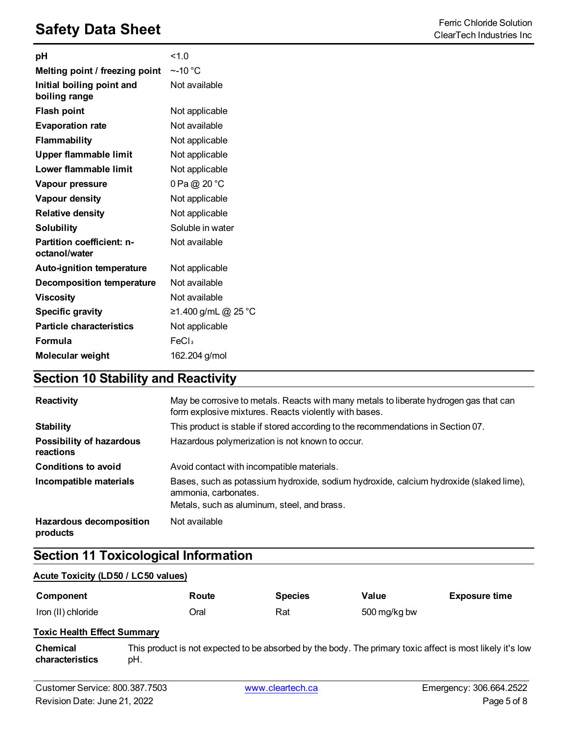| | |
|---|---|
| **pH** | <1.0 |
| **Melting point / freezing point** | ~-10 °C |
| **Initial boiling point and boiling range** | Not available |
| **Flash point** | Not applicable |
| **Evaporation rate** | Not available |
| **Flammability** | Not applicable |
| **Upper flammable limit** | Not applicable |
| **Lower flammable limit** | Not applicable |
| **Vapour pressure** | 0 Pa @ 20 °C |
| **Vapour density** | Not applicable |
| **Relative density** | Not applicable |
| **Solubility** | Soluble in water |
| **Partition coefficient: n-octanol/water** | Not available |
| **Auto-ignition temperature** | Not applicable |
| **Decomposition temperature** | Not available |
| **Viscosity** | Not available |
| **Specific gravity** | ≥1.400 g/mL @ 25 °C |
| **Particle characteristics** | Not applicable |
| **Formula** | $FeCl_3$ |
| **Molecular weight** | 162.204 g/mol |

## Section 10 Stability and Reactivity

| | |
|---|---|
| **Reactivity** | May be corrosive to metals. Reacts with many metals to liberate hydrogen gas that can form explosive mixtures. Reacts violently with bases. |
| **Stability** | This product is stable if stored according to the recommendations in Section 07. |
| **Possibility of hazardous reactions** | Hazardous polymerization is not known to occur. |
| **Conditions to avoid** | Avoid contact with incompatible materials. |
| **Incompatible materials** | Bases, such as potassium hydroxide, sodium hydroxide, calcium hydroxide (slaked lime), ammonia, carbonates.<br>Metals, such as aluminum, steel, and brass. |
| **Hazardous decomposition products** | Not available |

## Section 11 Toxicological Information

**Acute Toxicity (LD50 / LC50 values)**

| Component | Route | Species | Value | Exposure time |
|---|---|---|---|---|
| Iron (II) chloride | Oral | Rat | 500 mg/kg bw | |

**Toxic Health Effect Summary**

| | |
|---|---|
| **Chemical characteristics** | This product is not expected to be absorbed by the body. The primary toxic affect is most likely it's low pH. |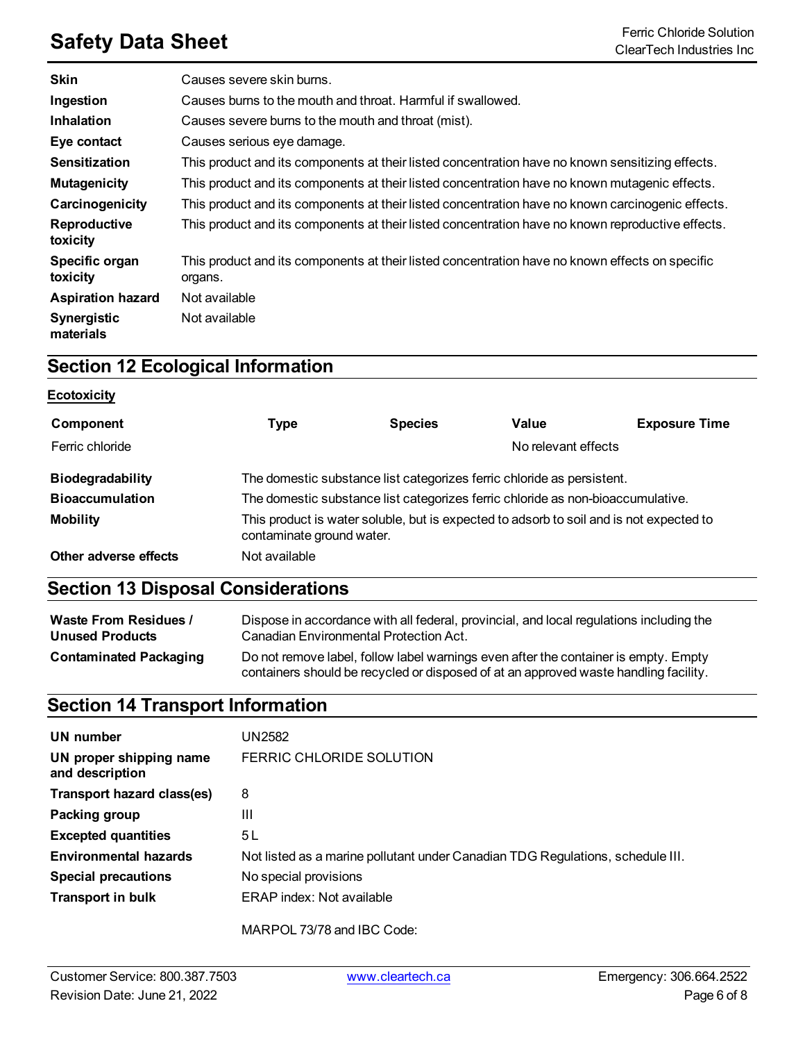| | |
|---|---|
| **Skin** | Causes severe skin burns. |
| **Ingestion** | Causes burns to the mouth and throat. Harmful if swallowed. |
| **Inhalation** | Causes severe burns to the mouth and throat (mist). |
| **Eye contact** | Causes serious eye damage. |
| **Sensitization** | This product and its components at their listed concentration have no known sensitizing effects. |
| **Mutagenicity** | This product and its components at their listed concentration have no known mutagenic effects. |
| **Carcinogenicity** | This product and its components at their listed concentration have no known carcinogenic effects. |
| **Reproductive toxicity** | This product and its components at their listed concentration have no known reproductive effects. |
| **Specific organ toxicity** | This product and its components at their listed concentration have no known effects on specific organs. |
| **Aspiration hazard** | Not available |
| **Synergistic materials** | Not available |

## Section 12 Ecological Information

**Ecotoxicity**

| Component | Type | Species | Value | Exposure Time |
|---|---|---|---|---|
| Ferric chloride | | | No relevant effects | |

| | |
|---|---|
| **Biodegradability** | The domestic substance list categorizes ferric chloride as persistent. |
| **Bioaccumulation** | The domestic substance list categorizes ferric chloride as non-bioaccumulative. |
| **Mobility** | This product is water soluble, but is expected to adsorb to soil and is not expected to contaminate ground water. |
| **Other adverse effects** | Not available |

## Section 13 Disposal Considerations

| | |
|---|---|
| **Waste From Residues / Unused Products** | Dispose in accordance with all federal, provincial, and local regulations including the Canadian Environmental Protection Act. |
| **Contaminated Packaging** | Do not remove label, follow label warnings even after the container is empty. Empty containers should be recycled or disposed of at an approved waste handling facility. |

## Section 14 Transport Information

| | |
|---|---|
| **UN number** | UN2582 |
| **UN proper shipping name and description** | FERRIC CHLORIDE SOLUTION |
| **Transport hazard class(es)** | 8 |
| **Packing group** | III |
| **Excepted quantities** | 5 L |
| **Environmental hazards** | Not listed as a marine pollutant under Canadian TDG Regulations, schedule III. |
| **Special precautions** | No special provisions |
| **Transport in bulk** | ERAP index: Not available |

MARPOL 73/78 and IBC Code: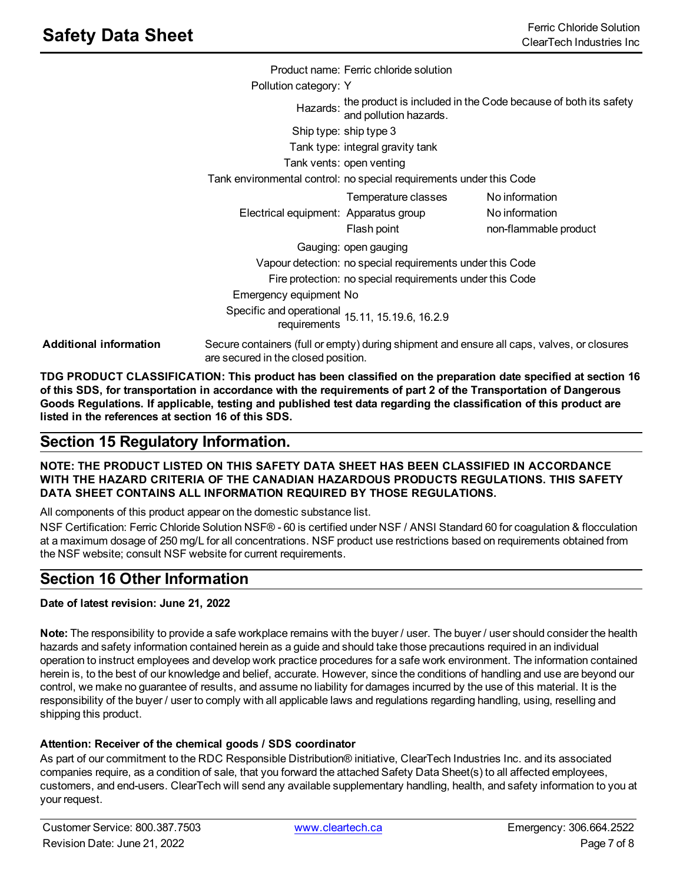| | |
|---|---|
| Product name: | Ferric chloride solution |
| Pollution category: | Y |
| Hazards: | the product is included in the Code because of both its safety and pollution hazards. |
| Ship type: | ship type 3 |
| Tank type: | integral gravity tank |
| Tank vents: | open venting |
| Tank environmental control: | no special requirements under this Code |
| Electrical equipment: | Temperature classes: No information; Apparatus group: No information; Flash point: non-flammable product |
| Gauging: | open gauging |
| Vapour detection: | no special requirements under this Code |
| Fire protection: | no special requirements under this Code |
| Emergency equipment | No |
| Specific and operational requirements | 15.11, 15.19.6, 16.2.9 |

**Additional information** Secure containers (full or empty) during shipment and ensure all caps, valves, or closures are secured in the closed position.

**TDG PRODUCT CLASSIFICATION: This product has been classified on the preparation date specified at section 16 of this SDS, for transportation in accordance with the requirements of part 2 of the Transportation of Dangerous Goods Regulations. If applicable, testing and published test data regarding the classification of this product are listed in the references at section 16 of this SDS.**

## Section 15 Regulatory Information.

**NOTE: THE PRODUCT LISTED ON THIS SAFETY DATA SHEET HAS BEEN CLASSIFIED IN ACCORDANCE WITH THE HAZARD CRITERIA OF THE CANADIAN HAZARDOUS PRODUCTS REGULATIONS. THIS SAFETY DATA SHEET CONTAINS ALL INFORMATION REQUIRED BY THOSE REGULATIONS.**

All components of this product appear on the domestic substance list.

NSF Certification: Ferric Chloride Solution NSF® - 60 is certified under NSF / ANSI Standard 60 for coagulation & flocculation at a maximum dosage of 250 mg/L for all concentrations. NSF product use restrictions based on requirements obtained from the NSF website; consult NSF website for current requirements.

## Section 16 Other Information

**Date of latest revision: June 21, 2022**

**Note:** The responsibility to provide a safe workplace remains with the buyer / user. The buyer / user should consider the health hazards and safety information contained herein as a guide and should take those precautions required in an individual operation to instruct employees and develop work practice procedures for a safe work environment. The information contained herein is, to the best of our knowledge and belief, accurate. However, since the conditions of handling and use are beyond our control, we make no guarantee of results, and assume no liability for damages incurred by the use of this material. It is the responsibility of the buyer / user to comply with all applicable laws and regulations regarding handling, using, reselling and shipping this product.

**Attention: Receiver of the chemical goods / SDS coordinator**

As part of our commitment to the RDC Responsible Distribution® initiative, ClearTech Industries Inc. and its associated companies require, as a condition of sale, that you forward the attached Safety Data Sheet(s) to all affected employees, customers, and end-users. ClearTech will send any available supplementary handling, health, and safety information to you at your request.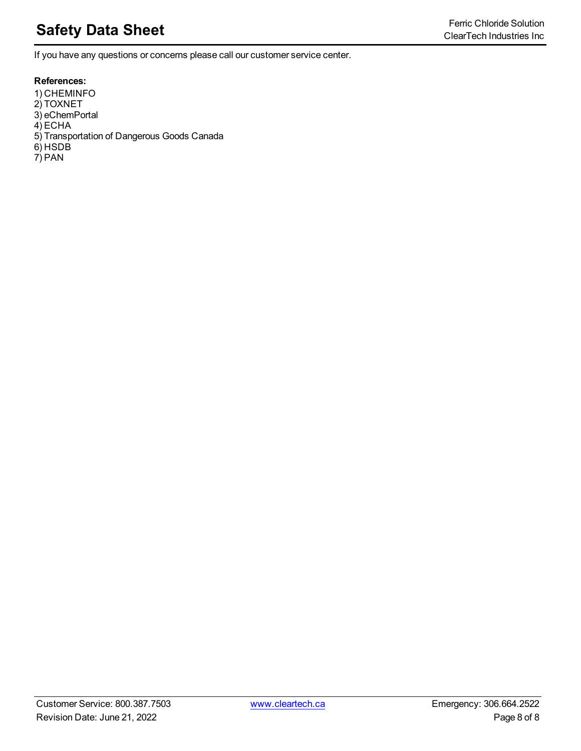If you have any questions or concerns please call our customer service center.

**References:**

1) CHEMINFO
2) TOXNET
3) eChemPortal
4) ECHA
5) Transportation of Dangerous Goods Canada
6) HSDB
7) PAN